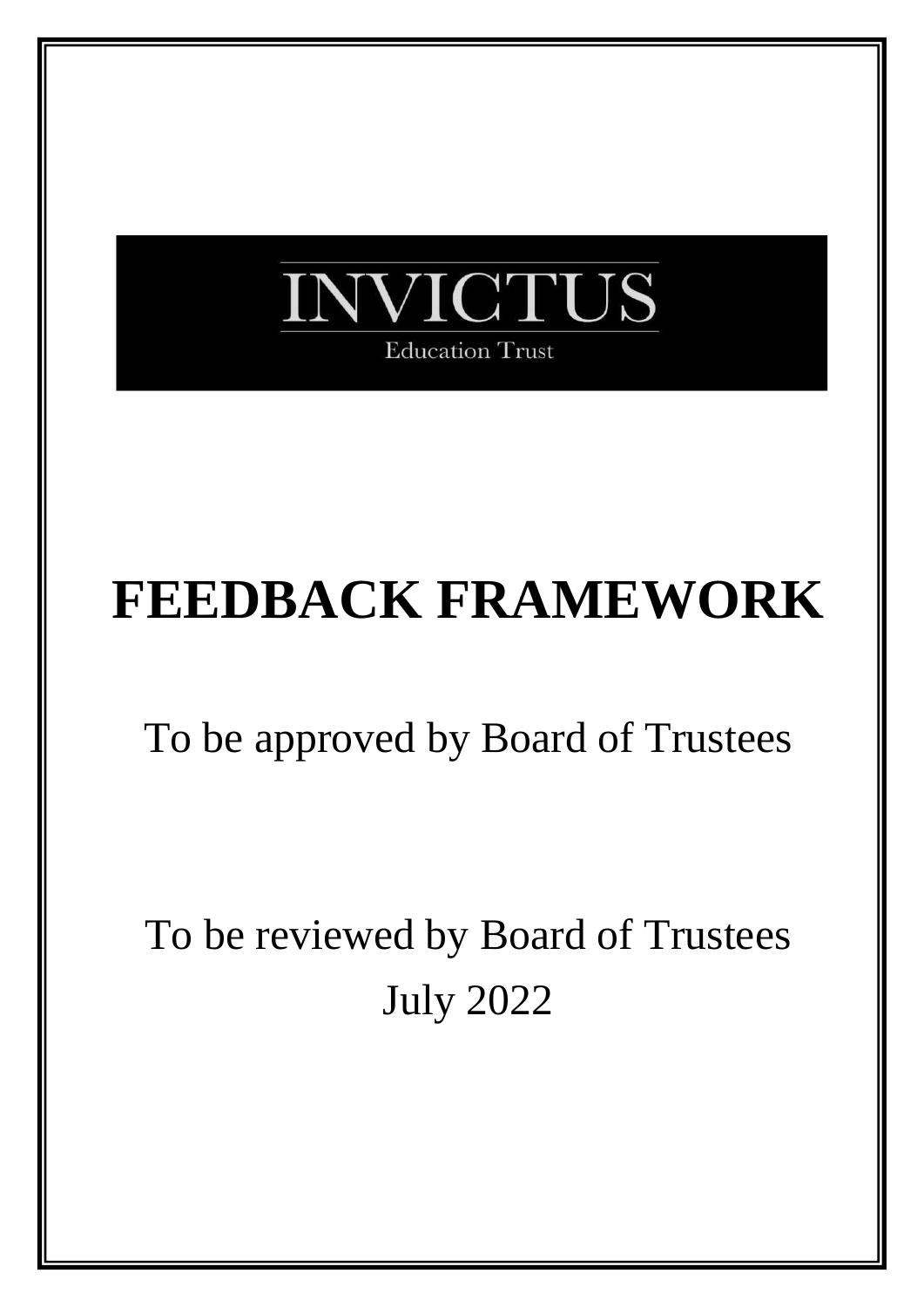INVICTUS

Education Trust

# FEEDBACK FRAMEWORK

To be approved by Board of Trustees

To be reviewed by Board of Trustees

July 2022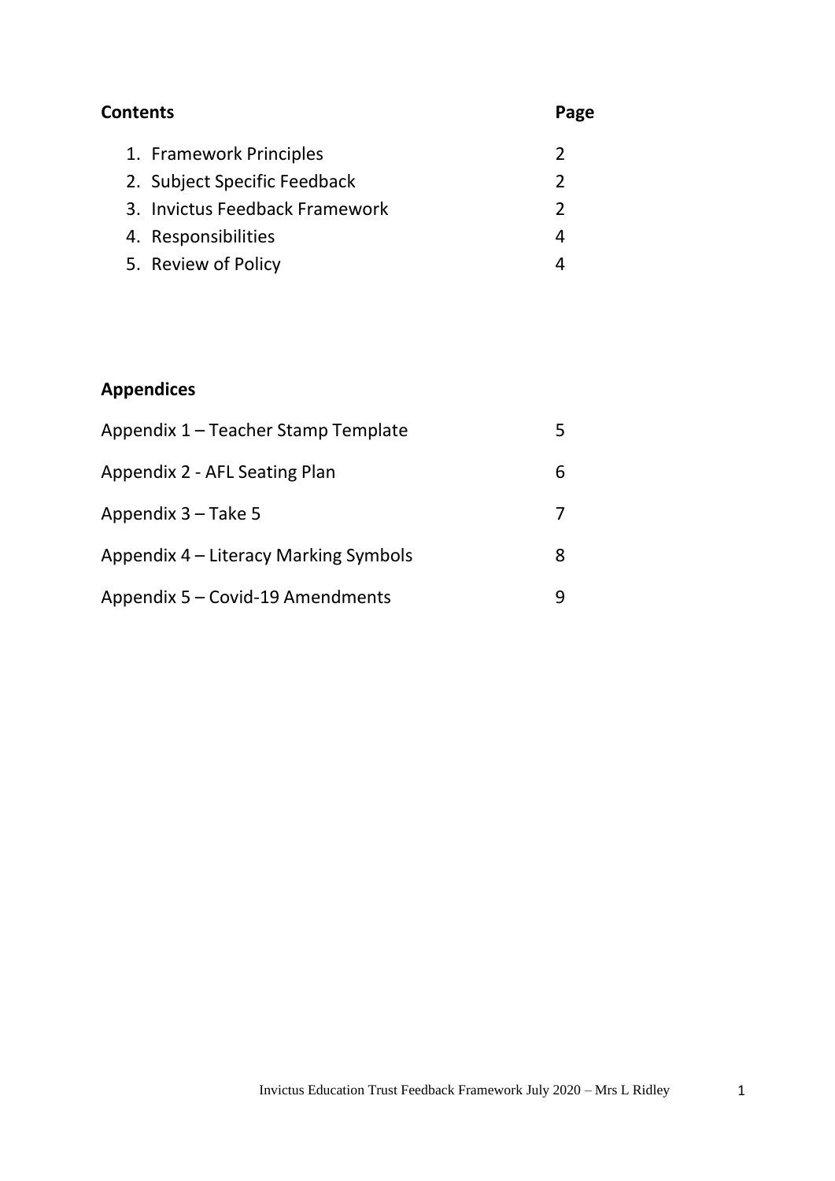| **Contents** | **Page** |
| --- | --- |
| 1. Framework Principles | 2 |
| 2. Subject Specific Feedback | 2 |
| 3. Invictus Feedback Framework | 2 |
| 4. Responsibilities | 4 |
| 5. Review of Policy | 4 |

**Appendices**

| | |
| --- | --- |
| Appendix 1 – Teacher Stamp Template | 5 |
| Appendix 2 - AFL Seating Plan | 6 |
| Appendix 3 – Take 5 | 7 |
| Appendix 4 – Literacy Marking Symbols | 8 |
| Appendix 5 – Covid-19 Amendments | 9 |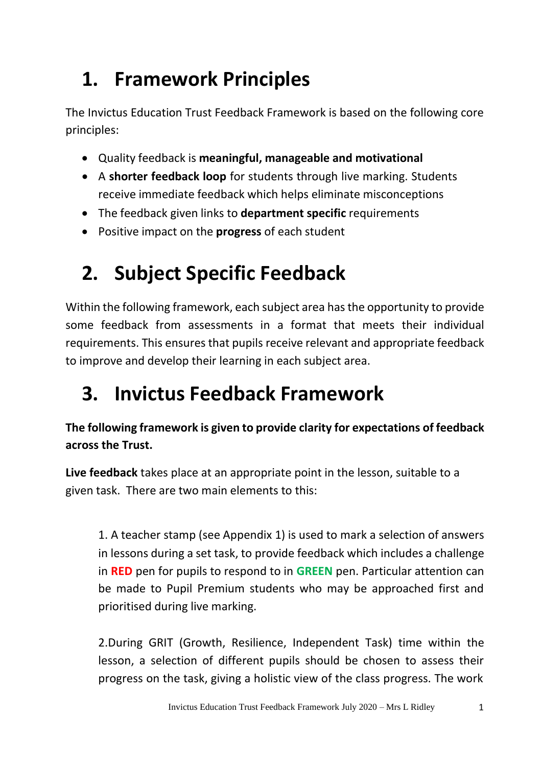# 1. Framework Principles

The Invictus Education Trust Feedback Framework is based on the following core principles:

- Quality feedback is **meaningful, manageable and motivational**
- A **shorter feedback loop** for students through live marking. Students receive immediate feedback which helps eliminate misconceptions
- The feedback given links to **department specific** requirements
- Positive impact on the **progress** of each student

# 2. Subject Specific Feedback

Within the following framework, each subject area has the opportunity to provide some feedback from assessments in a format that meets their individual requirements. This ensures that pupils receive relevant and appropriate feedback to improve and develop their learning in each subject area.

# 3. Invictus Feedback Framework

**The following framework is given to provide clarity for expectations of feedback across the Trust.**

**Live feedback** takes place at an appropriate point in the lesson, suitable to a given task. There are two main elements to this:

1. A teacher stamp (see Appendix 1) is used to mark a selection of answers in lessons during a set task, to provide feedback which includes a challenge in **RED** pen for pupils to respond to in **GREEN** pen. Particular attention can be made to Pupil Premium students who may be approached first and prioritised during live marking.

2.During GRIT (Growth, Resilience, Independent Task) time within the lesson, a selection of different pupils should be chosen to assess their progress on the task, giving a holistic view of the class progress. The work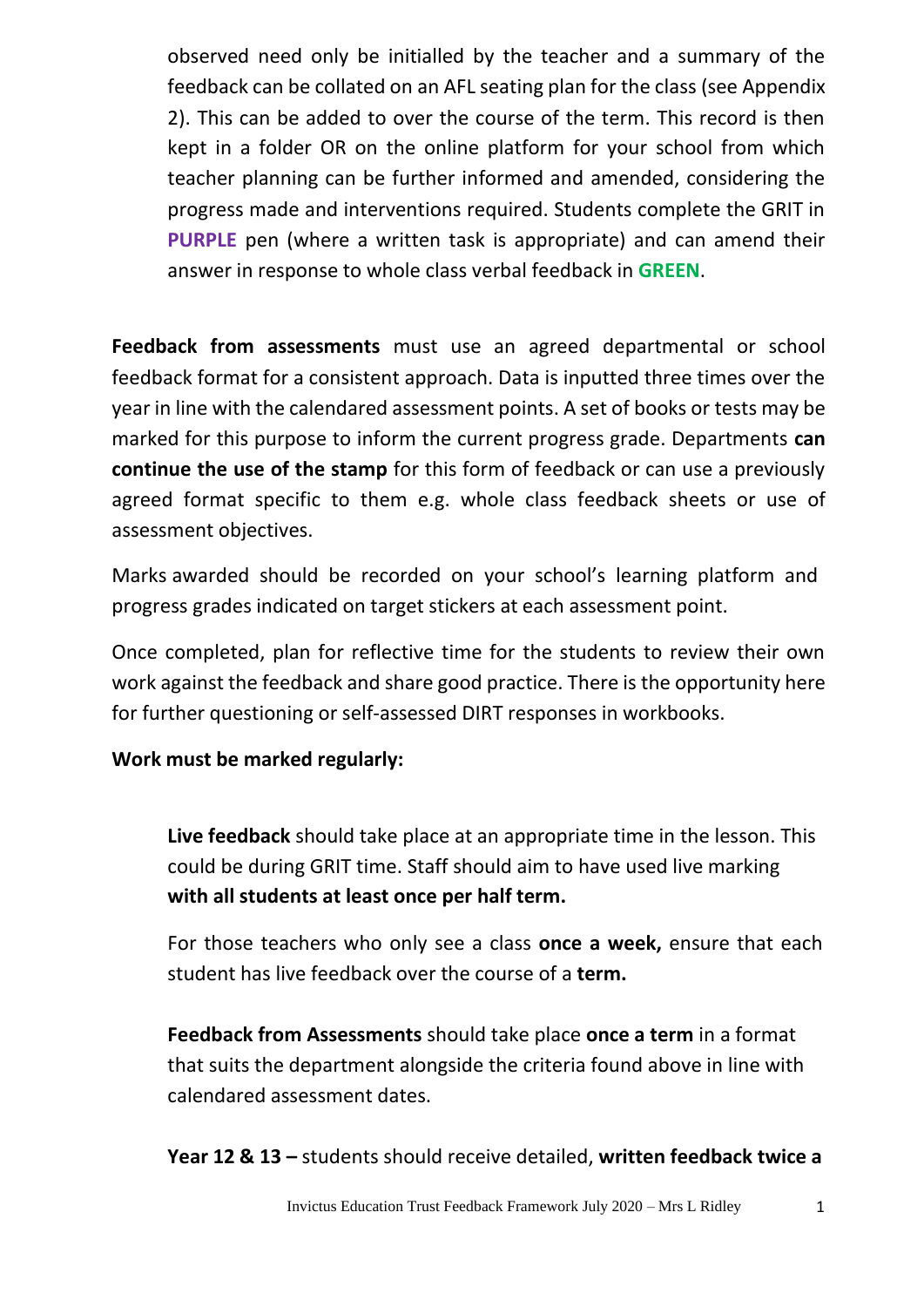observed need only be initialled by the teacher and a summary of the feedback can be collated on an AFL seating plan for the class (see Appendix 2). This can be added to over the course of the term. This record is then kept in a folder OR on the online platform for your school from which teacher planning can be further informed and amended, considering the progress made and interventions required. Students complete the GRIT in **PURPLE** pen (where a written task is appropriate) and can amend their answer in response to whole class verbal feedback in **GREEN**.

**Feedback from assessments** must use an agreed departmental or school feedback format for a consistent approach. Data is inputted three times over the year in line with the calendared assessment points. A set of books or tests may be marked for this purpose to inform the current progress grade. Departments **can continue the use of the stamp** for this form of feedback or can use a previously agreed format specific to them e.g. whole class feedback sheets or use of assessment objectives.

Marks awarded should be recorded on your school's learning platform and progress grades indicated on target stickers at each assessment point.

Once completed, plan for reflective time for the students to review their own work against the feedback and share good practice. There is the opportunity here for further questioning or self-assessed DIRT responses in workbooks.

**Work must be marked regularly:**

**Live feedback** should take place at an appropriate time in the lesson. This could be during GRIT time. Staff should aim to have used live marking **with all students at least once per half term.**

For those teachers who only see a class **once a week,** ensure that each student has live feedback over the course of a **term.**

**Feedback from Assessments** should take place **once a term** in a format that suits the department alongside the criteria found above in line with calendared assessment dates.

**Year 12 & 13 –** students should receive detailed, **written feedback twice a**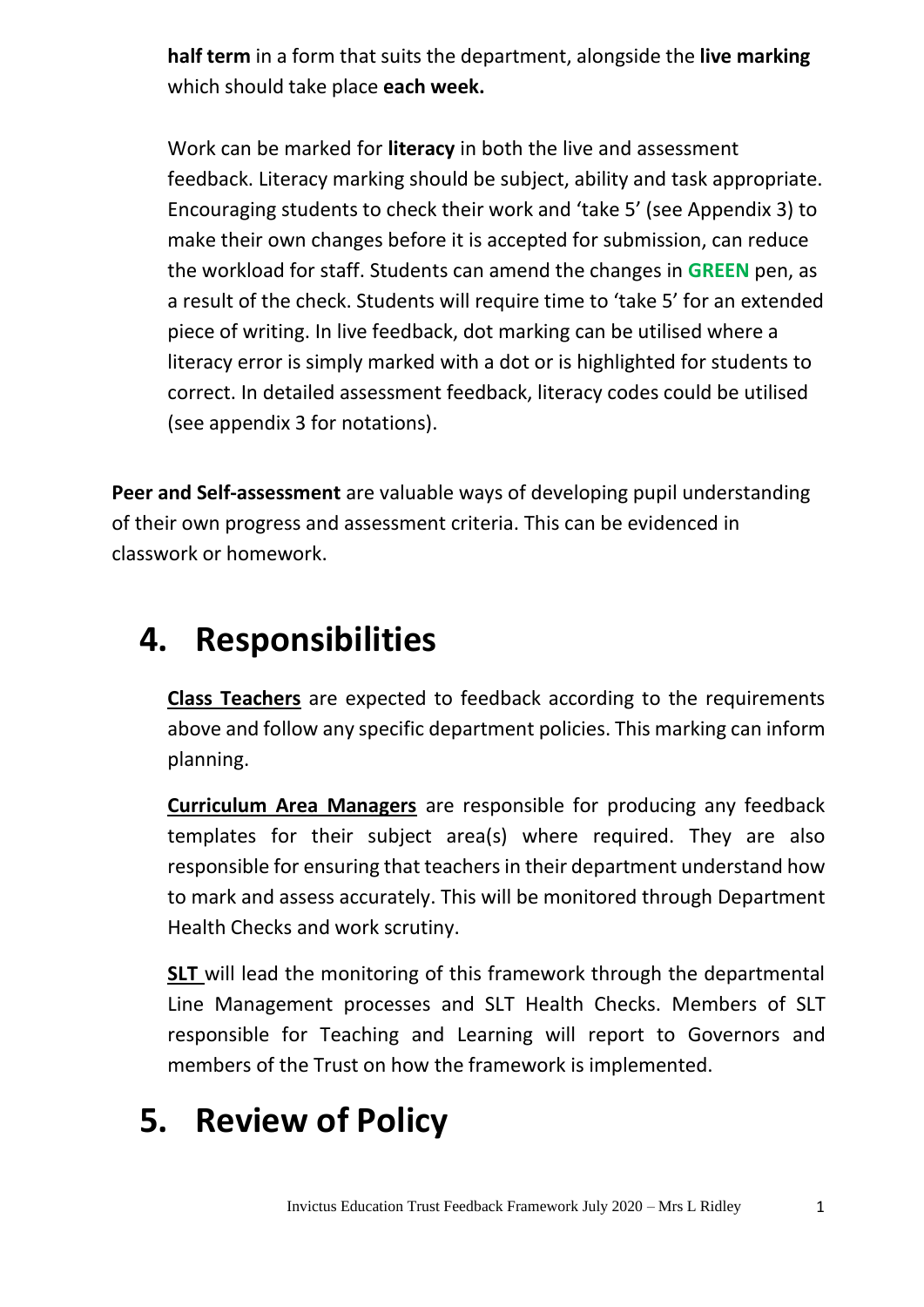**half term** in a form that suits the department, alongside the **live marking** which should take place **each week.**

Work can be marked for **literacy** in both the live and assessment feedback. Literacy marking should be subject, ability and task appropriate. Encouraging students to check their work and 'take 5' (see Appendix 3) to make their own changes before it is accepted for submission, can reduce the workload for staff. Students can amend the changes in **GREEN** pen, as a result of the check. Students will require time to 'take 5' for an extended piece of writing. In live feedback, dot marking can be utilised where a literacy error is simply marked with a dot or is highlighted for students to correct. In detailed assessment feedback, literacy codes could be utilised (see appendix 3 for notations).

**Peer and Self-assessment** are valuable ways of developing pupil understanding of their own progress and assessment criteria. This can be evidenced in classwork or homework.

# 4. Responsibilities

**Class Teachers** are expected to feedback according to the requirements above and follow any specific department policies. This marking can inform planning.

**Curriculum Area Managers** are responsible for producing any feedback templates for their subject area(s) where required. They are also responsible for ensuring that teachers in their department understand how to mark and assess accurately. This will be monitored through Department Health Checks and work scrutiny.

**SLT** will lead the monitoring of this framework through the departmental Line Management processes and SLT Health Checks. Members of SLT responsible for Teaching and Learning will report to Governors and members of the Trust on how the framework is implemented.

# 5. Review of Policy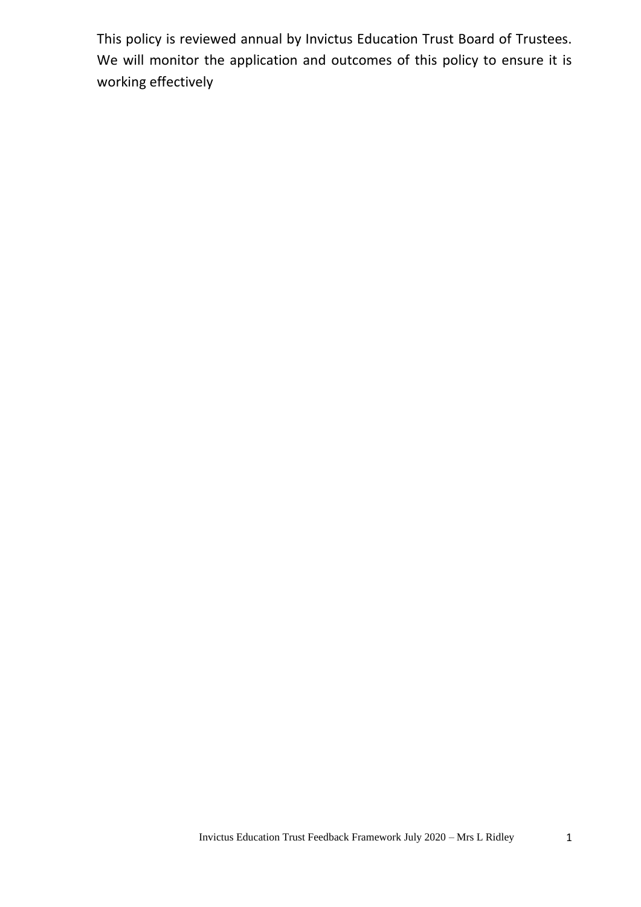This policy is reviewed annual by Invictus Education Trust Board of Trustees. We will monitor the application and outcomes of this policy to ensure it is working effectively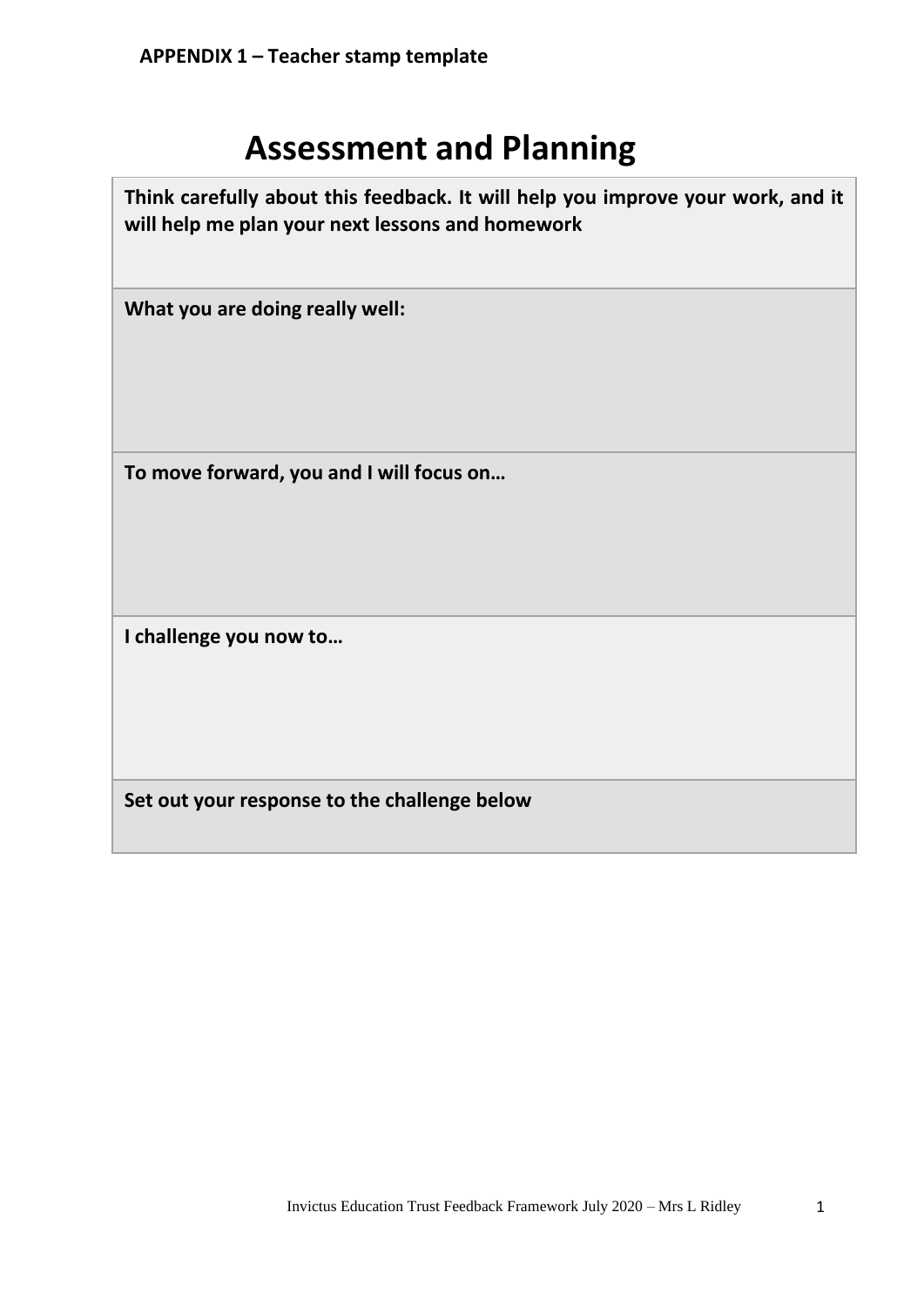**APPENDIX 1 – Teacher stamp template**

# Assessment and Planning

| **Think carefully about this feedback. It will help you improve your work, and it will help me plan your next lessons and homework** |
|---|
| **What you are doing really well:** |
| **To move forward, you and I will focus on…** |
| **I challenge you now to…** |
| **Set out your response to the challenge below** |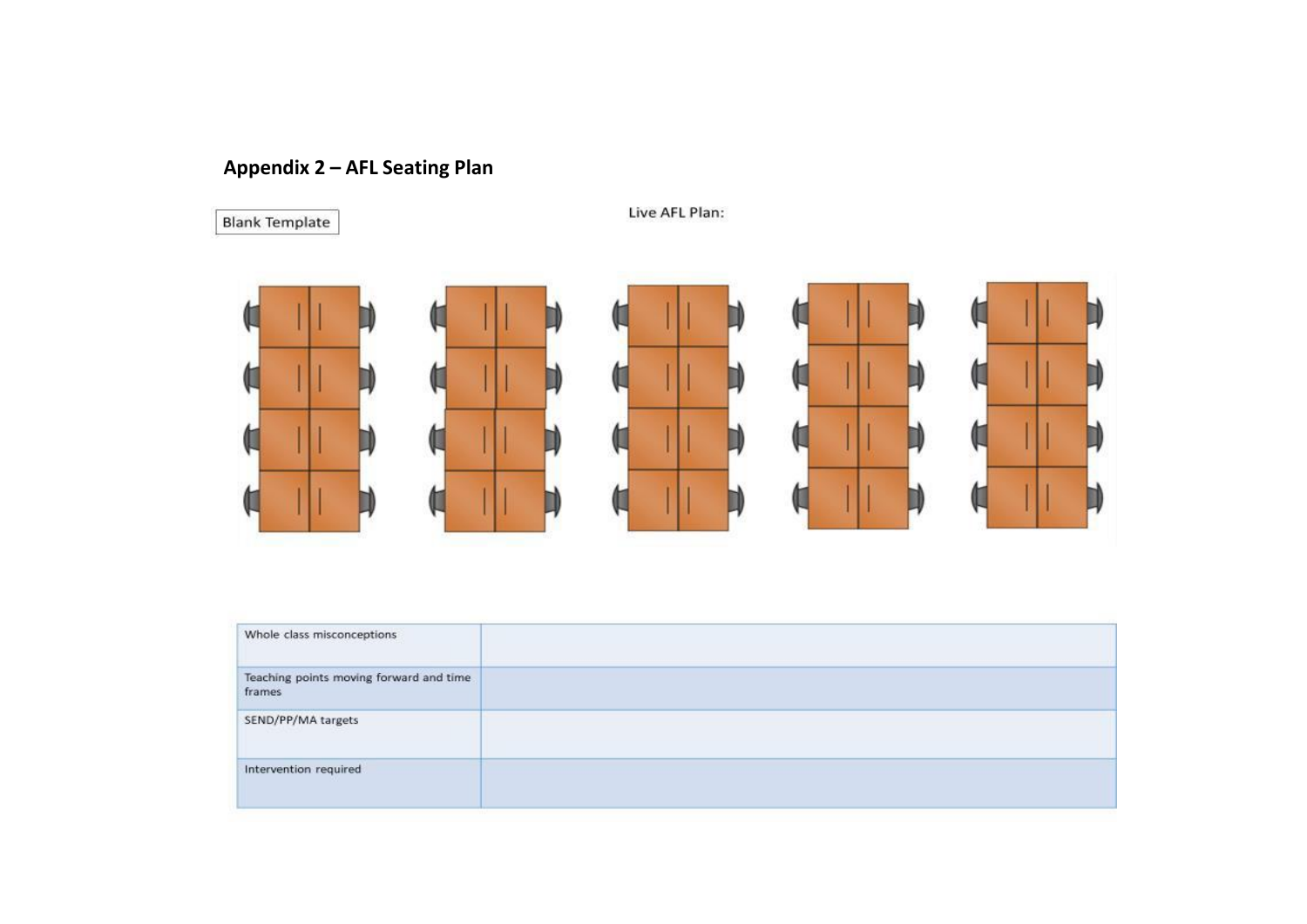## Appendix 2 – AFL Seating Plan

Blank Template

Live AFL Plan:

| Whole class misconceptions | |
|---|---|
| Teaching points moving forward and time frames | |
| SEND/PP/MA targets | |
| Intervention required | |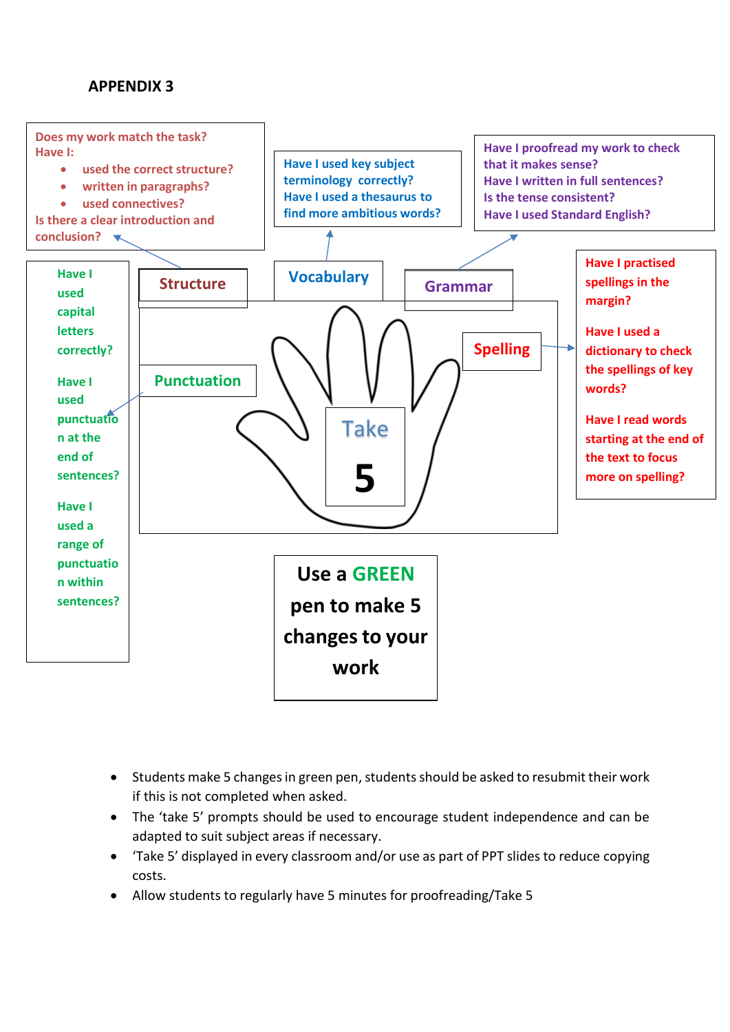## APPENDIX 3

**Structure**

Does my work match the task?
Have I:

- used the correct structure?
- written in paragraphs?
- used connectives?

Is there a clear introduction and conclusion?

**Vocabulary**

Have I used key subject terminology correctly?
Have I used a thesaurus to find more ambitious words?

**Grammar**

Have I proofread my work to check that it makes sense?
Have I written in full sentences?
Is the tense consistent?
Have I used Standard English?

**Spelling**

Have I practised spellings in the margin?

Have I used a dictionary to check the spellings of key words?

Have I read words starting at the end of the text to focus more on spelling?

**Punctuation**

Have I used capital letters correctly?

Have I used punctuation at the end of sentences?

Have I used a range of punctuation within sentences?

**Take 5**

**Use a GREEN pen to make 5 changes to your work**

- Students make 5 changes in green pen, students should be asked to resubmit their work if this is not completed when asked.
- The 'take 5' prompts should be used to encourage student independence and can be adapted to suit subject areas if necessary.
- 'Take 5' displayed in every classroom and/or use as part of PPT slides to reduce copying costs.
- Allow students to regularly have 5 minutes for proofreading/Take 5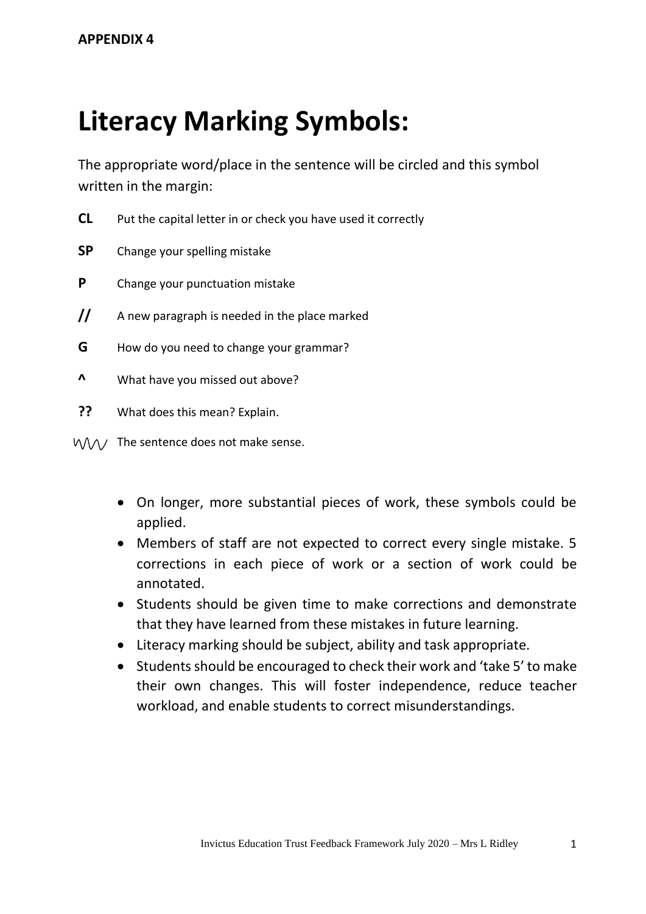**APPENDIX 4**

# Literacy Marking Symbols:

The appropriate word/place in the sentence will be circled and this symbol written in the margin:

**CL** Put the capital letter in or check you have used it correctly

**SP** Change your spelling mistake

**P** Change your punctuation mistake

**//** A new paragraph is needed in the place marked

**G** How do you need to change your grammar?

**^** What have you missed out above?

**??** What does this mean? Explain.

〰 The sentence does not make sense.

- On longer, more substantial pieces of work, these symbols could be applied.
- Members of staff are not expected to correct every single mistake. 5 corrections in each piece of work or a section of work could be annotated.
- Students should be given time to make corrections and demonstrate that they have learned from these mistakes in future learning.
- Literacy marking should be subject, ability and task appropriate.
- Students should be encouraged to check their work and 'take 5' to make their own changes. This will foster independence, reduce teacher workload, and enable students to correct misunderstandings.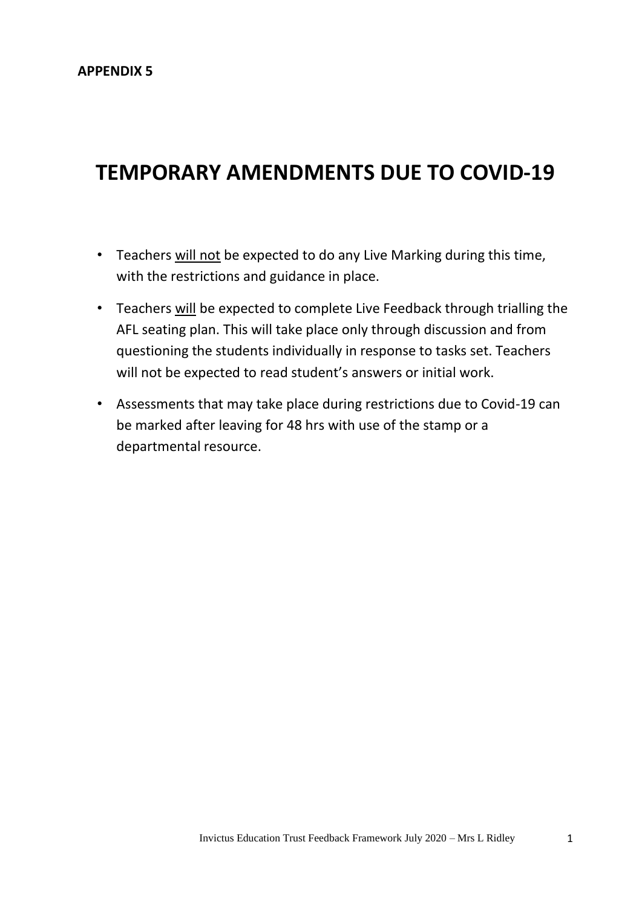**APPENDIX 5**

# TEMPORARY AMENDMENTS DUE TO COVID-19

- Teachers <u>will not</u> be expected to do any Live Marking during this time, with the restrictions and guidance in place.
- Teachers <u>will</u> be expected to complete Live Feedback through trialling the AFL seating plan. This will take place only through discussion and from questioning the students individually in response to tasks set. Teachers will not be expected to read student's answers or initial work.
- Assessments that may take place during restrictions due to Covid-19 can be marked after leaving for 48 hrs with use of the stamp or a departmental resource.